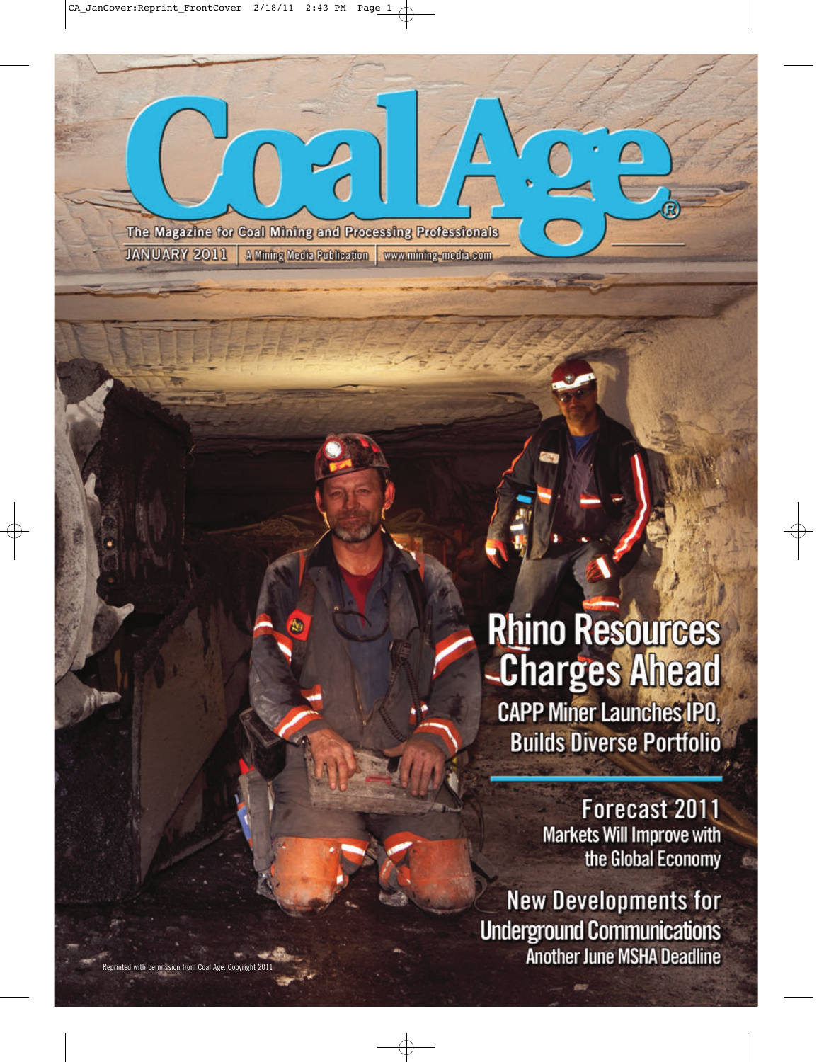# CoalAge

The Magazine for Coal Mining and Processing Professionals

JANUARY 2011 | A Mining Media Publication | www.mining-media.com

## Rhino Resources Charges Ahead

CAPP Miner Launches IPO, Builds Diverse Portfolio

## Forecast 2011

Markets Will Improve with the Global Economy

## New Developments for Underground Communications

Another June MSHA Deadline

Reprinted with permission from Coal Age. Copyright 2011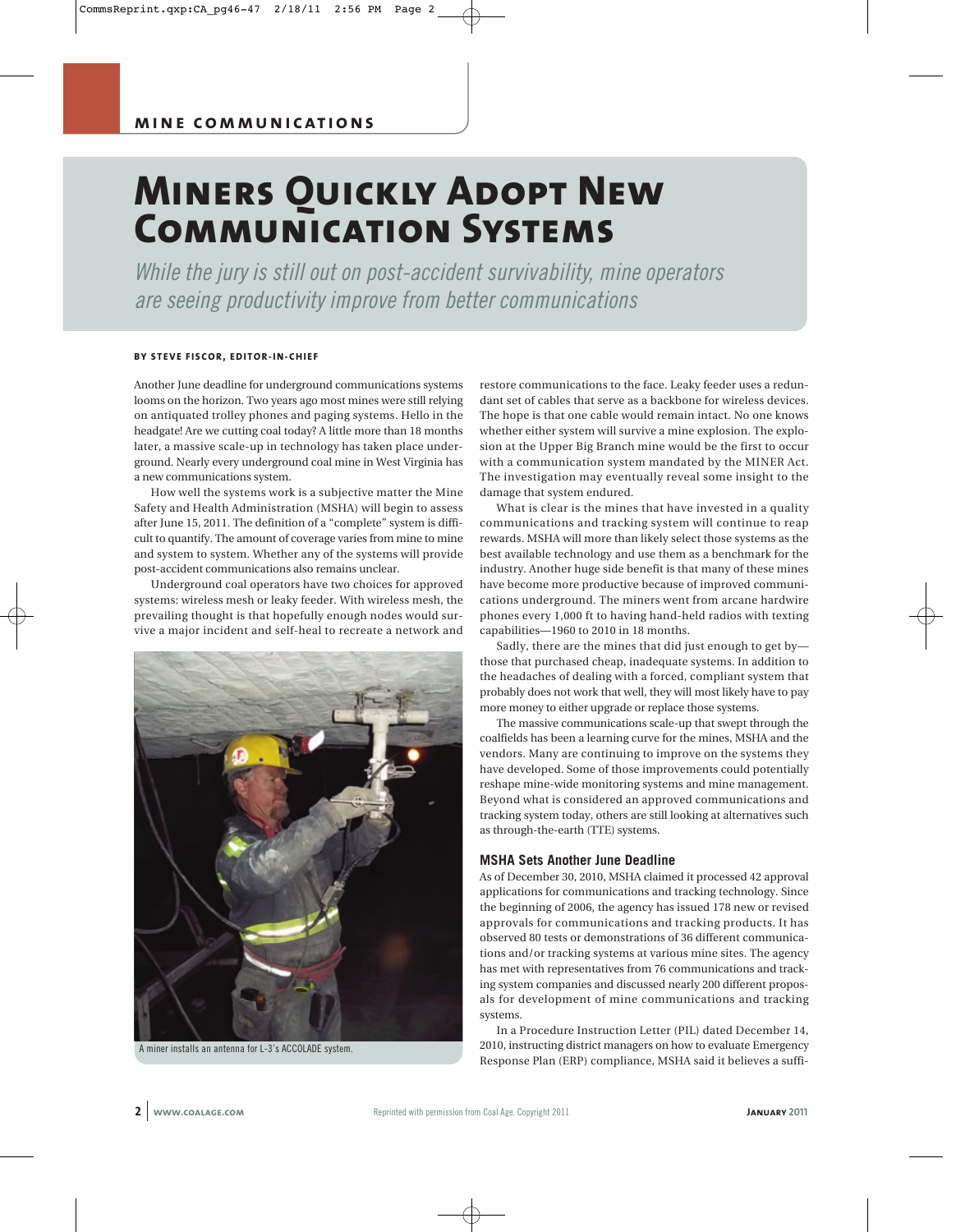MINE COMMUNICATIONS

# Miners Quickly Adopt New Communication Systems

*While the jury is still out on post-accident survivability, mine operators are seeing productivity improve from better communications*

**BY STEVE FISCOR, EDITOR-IN-CHIEF**

Another June deadline for underground communications systems looms on the horizon. Two years ago most mines were still relying on antiquated trolley phones and paging systems. Hello in the headgate! Are we cutting coal today? A little more than 18 months later, a massive scale-up in technology has taken place underground. Nearly every underground coal mine in West Virginia has a new communications system.

How well the systems work is a subjective matter the Mine Safety and Health Administration (MSHA) will begin to assess after June 15, 2011. The definition of a "complete" system is difficult to quantify. The amount of coverage varies from mine to mine and system to system. Whether any of the systems will provide post-accident communications also remains unclear.

Underground coal operators have two choices for approved systems: wireless mesh or leaky feeder. With wireless mesh, the prevailing thought is that hopefully enough nodes would survive a major incident and self-heal to recreate a network and restore communications to the face. Leaky feeder uses a redundant set of cables that serve as a backbone for wireless devices. The hope is that one cable would remain intact. No one knows whether either system will survive a mine explosion. The explosion at the Upper Big Branch mine would be the first to occur with a communication system mandated by the MINER Act. The investigation may eventually reveal some insight to the damage that system endured.

A miner installs an antenna for L-3's ACCOLADE system.

What is clear is the mines that have invested in a quality communications and tracking system will continue to reap rewards. MSHA will more than likely select those systems as the best available technology and use them as a benchmark for the industry. Another huge side benefit is that many of these mines have become more productive because of improved communications underground. The miners went from arcane hardwire phones every 1,000 ft to having hand-held radios with texting capabilities—1960 to 2010 in 18 months.

Sadly, there are the mines that did just enough to get by—those that purchased cheap, inadequate systems. In addition to the headaches of dealing with a forced, compliant system that probably does not work that well, they will most likely have to pay more money to either upgrade or replace those systems.

The massive communications scale-up that swept through the coalfields has been a learning curve for the mines, MSHA and the vendors. Many are continuing to improve on the systems they have developed. Some of those improvements could potentially reshape mine-wide monitoring systems and mine management. Beyond what is considered an approved communications and tracking system today, others are still looking at alternatives such as through-the-earth (TTE) systems.

## MSHA Sets Another June Deadline

As of December 30, 2010, MSHA claimed it processed 42 approval applications for communications and tracking technology. Since the beginning of 2006, the agency has issued 178 new or revised approvals for communications and tracking products. It has observed 80 tests or demonstrations of 36 different communications and/or tracking systems at various mine sites. The agency has met with representatives from 76 communications and tracking system companies and discussed nearly 200 different proposals for development of mine communications and tracking systems.

In a Procedure Instruction Letter (PIL) dated December 14, 2010, instructing district managers on how to evaluate Emergency Response Plan (ERP) compliance, MSHA said it believes a suffi-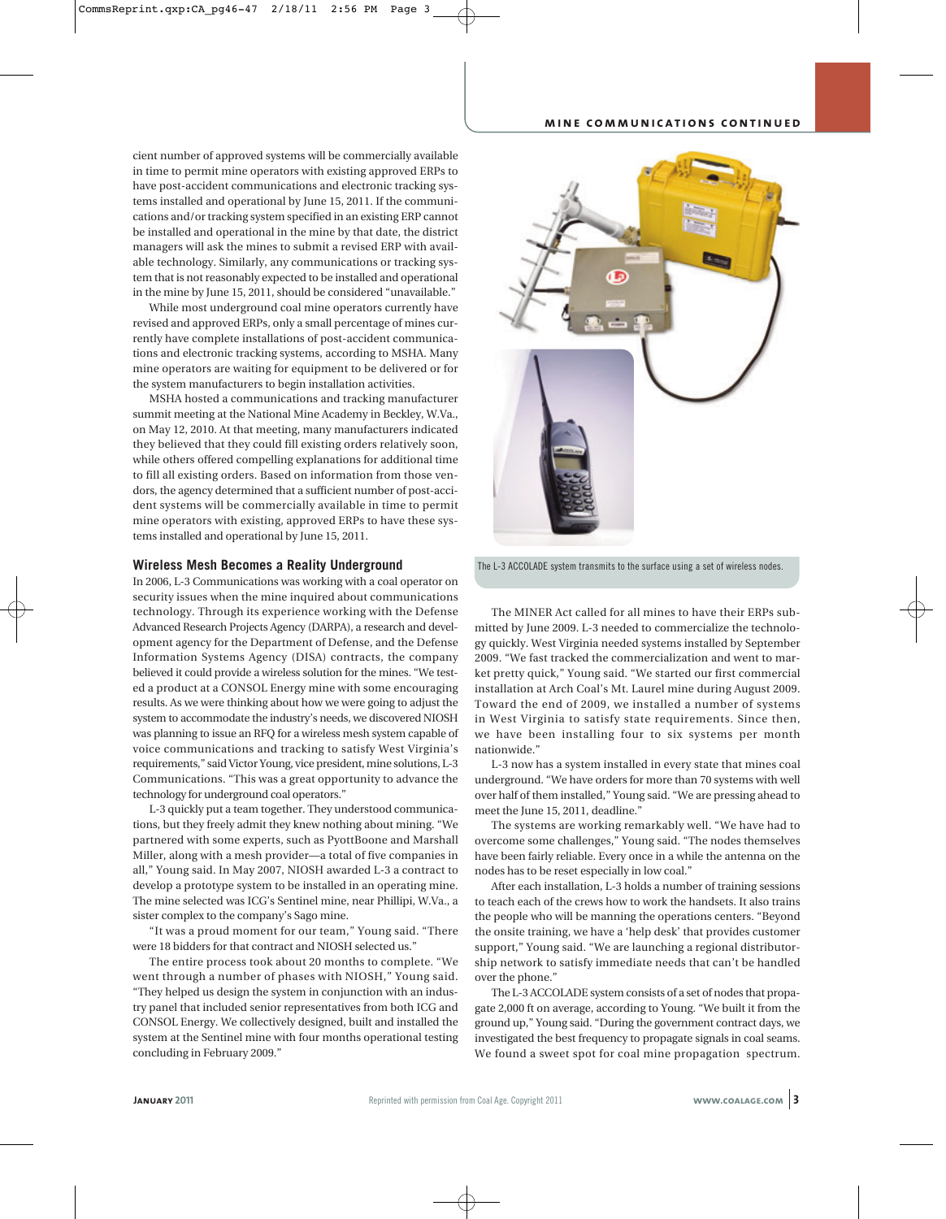cient number of approved systems will be commercially available in time to permit mine operators with existing approved ERPs to have post-accident communications and electronic tracking systems installed and operational by June 15, 2011. If the communications and/or tracking system specified in an existing ERP cannot be installed and operational in the mine by that date, the district managers will ask the mines to submit a revised ERP with available technology. Similarly, any communications or tracking system that is not reasonably expected to be installed and operational in the mine by June 15, 2011, should be considered "unavailable."

While most underground coal mine operators currently have revised and approved ERPs, only a small percentage of mines currently have complete installations of post-accident communications and electronic tracking systems, according to MSHA. Many mine operators are waiting for equipment to be delivered or for the system manufacturers to begin installation activities.

MSHA hosted a communications and tracking manufacturer summit meeting at the National Mine Academy in Beckley, W.Va., on May 12, 2010. At that meeting, many manufacturers indicated they believed that they could fill existing orders relatively soon, while others offered compelling explanations for additional time to fill all existing orders. Based on information from those vendors, the agency determined that a sufficient number of post-accident systems will be commercially available in time to permit mine operators with existing, approved ERPs to have these systems installed and operational by June 15, 2011.

## Wireless Mesh Becomes a Reality Underground

In 2006, L-3 Communications was working with a coal operator on security issues when the mine inquired about communications technology. Through its experience working with the Defense Advanced Research Projects Agency (DARPA), a research and development agency for the Department of Defense, and the Defense Information Systems Agency (DISA) contracts, the company believed it could provide a wireless solution for the mines. "We tested a product at a CONSOL Energy mine with some encouraging results. As we were thinking about how we were going to adjust the system to accommodate the industry's needs, we discovered NIOSH was planning to issue an RFQ for a wireless mesh system capable of voice communications and tracking to satisfy West Virginia's requirements," said Victor Young, vice president, mine solutions, L-3 Communications. "This was a great opportunity to advance the technology for underground coal operators."

L-3 quickly put a team together. They understood communications, but they freely admit they knew nothing about mining. "We partnered with some experts, such as PyottBoone and Marshall Miller, along with a mesh provider—a total of five companies in all," Young said. In May 2007, NIOSH awarded L-3 a contract to develop a prototype system to be installed in an operating mine. The mine selected was ICG's Sentinel mine, near Phillipi, W.Va., a sister complex to the company's Sago mine.

"It was a proud moment for our team," Young said. "There were 18 bidders for that contract and NIOSH selected us."

The entire process took about 20 months to complete. "We went through a number of phases with NIOSH," Young said. "They helped us design the system in conjunction with an industry panel that included senior representatives from both ICG and CONSOL Energy. We collectively designed, built and installed the system at the Sentinel mine with four months operational testing concluding in February 2009."

The L-3 ACCOLADE system transmits to the surface using a set of wireless nodes.

The MINER Act called for all mines to have their ERPs submitted by June 2009. L-3 needed to commercialize the technology quickly. West Virginia needed systems installed by September 2009. "We fast tracked the commercialization and went to market pretty quick," Young said. "We started our first commercial installation at Arch Coal's Mt. Laurel mine during August 2009. Toward the end of 2009, we installed a number of systems in West Virginia to satisfy state requirements. Since then, we have been installing four to six systems per month nationwide."

L-3 now has a system installed in every state that mines coal underground. "We have orders for more than 70 systems with well over half of them installed," Young said. "We are pressing ahead to meet the June 15, 2011, deadline."

The systems are working remarkably well. "We have had to overcome some challenges," Young said. "The nodes themselves have been fairly reliable. Every once in a while the antenna on the nodes has to be reset especially in low coal."

After each installation, L-3 holds a number of training sessions to teach each of the crews how to work the handsets. It also trains the people who will be manning the operations centers. "Beyond the onsite training, we have a 'help desk' that provides customer support," Young said. "We are launching a regional distributorship network to satisfy immediate needs that can't be handled over the phone."

The L-3 ACCOLADE system consists of a set of nodes that propagate 2,000 ft on average, according to Young. "We built it from the ground up," Young said. "During the government contract days, we investigated the best frequency to propagate signals in coal seams. We found a sweet spot for coal mine propagation spectrum.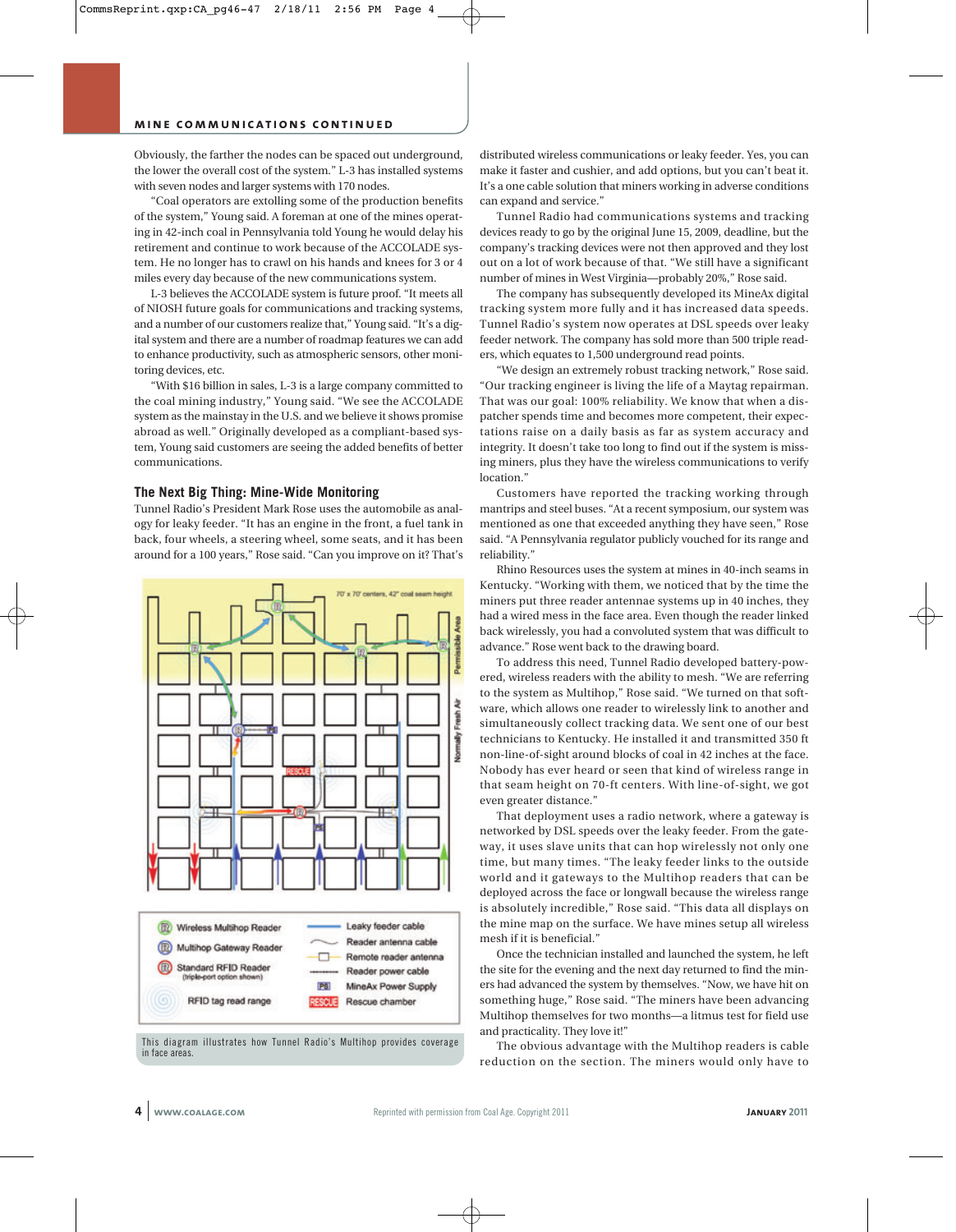Obviously, the farther the nodes can be spaced out underground, the lower the overall cost of the system." L-3 has installed systems with seven nodes and larger systems with 170 nodes.

"Coal operators are extolling some of the production benefits of the system," Young said. A foreman at one of the mines operating in 42-inch coal in Pennsylvania told Young he would delay his retirement and continue to work because of the ACCOLADE system. He no longer has to crawl on his hands and knees for 3 or 4 miles every day because of the new communications system.

L-3 believes the ACCOLADE system is future proof. "It meets all of NIOSH future goals for communications and tracking systems, and a number of our customers realize that," Young said. "It's a digital system and there are a number of roadmap features we can add to enhance productivity, such as atmospheric sensors, other monitoring devices, etc.

"With $16 billion in sales, L-3 is a large company committed to the coal mining industry," Young said. "We see the ACCOLADE system as the mainstay in the U.S. and we believe it shows promise abroad as well." Originally developed as a compliant-based system, Young said customers are seeing the added benefits of better communications.

## The Next Big Thing: Mine-Wide Monitoring

Tunnel Radio's President Mark Rose uses the automobile as analogy for leaky feeder. "It has an engine in the front, a fuel tank in back, four wheels, a steering wheel, some seats, and it has been around for a 100 years," Rose said. "Can you improve on it? That's distributed wireless communications or leaky feeder. Yes, you can make it faster and cushier, and add options, but you can't beat it. It's a one cable solution that miners working in adverse conditions can expand and service."

Tunnel Radio had communications systems and tracking devices ready to go by the original June 15, 2009, deadline, but the company's tracking devices were not then approved and they lost out on a lot of work because of that. "We still have a significant number of mines in West Virginia—probably 20%," Rose said.

The company has subsequently developed its MineAx digital tracking system more fully and it has increased data speeds. Tunnel Radio's system now operates at DSL speeds over leaky feeder network. The company has sold more than 500 triple readers, which equates to 1,500 underground read points.

"We design an extremely robust tracking network," Rose said. "Our tracking engineer is living the life of a Maytag repairman. That was our goal: 100% reliability. We know that when a dispatcher spends time and becomes more competent, their expectations raise on a daily basis as far as system accuracy and integrity. It doesn't take too long to find out if the system is missing miners, plus they have the wireless communications to verify location."

Customers have reported the tracking working through mantrips and steel buses. "At a recent symposium, our system was mentioned as one that exceeded anything they have seen," Rose said. "A Pennsylvania regulator publicly vouched for its range and reliability."

Rhino Resources uses the system at mines in 40-inch seams in Kentucky. "Working with them, we noticed that by the time the miners put three reader antenna systems up in 40 inches, they had a wired mess in the face area. Even though the reader linked back to the wirelessly, you had a convoluted system that was difficult to advance." Rose went back to the drawing board.

To address this need, Tunnel Radio developed battery-powered, wireless readers with the ability to mesh. "We are referring to the system as Multihop," Rose said. "We turned on that software, which allows one reader to wirelessly link to another and simultaneously collect tracking data. We sent one of our best technicians to Kentucky. He installed it and transmitted 350 ft non-line-of-sight around blocks of coal in 42 inches at the face. Nobody has ever heard or seen that kind of wireless range in that seam height on 70-ft centers. With line-of-sight, we got even greater distance."

That deployment uses a radio network, where a gateway is networked by DSL speeds over the leaky feeder. From the gateway, it uses slave units that can hop wirelessly not only one time, but many times. "The leaky feeder links to the outside world and it gateways to the Multihop readers that can be deployed across the face or longwall because the wireless range is absolutely incredible," Rose said. "This data all displays on the mine map on the surface. We have mines setup all wireless mesh if it is beneficial."

Once the technician installed and launched the system, he left the site for the evening and the next day returned to find the miners had advanced the system by themselves. "Now, we have hit on something huge," Rose said. "The miners have been advancing Multihop themselves for two months—a litmus test for field use and practicality. They love it!"

The obvious advantage with the Multihop readers is cable reduction on the section. The miners would only have to

This diagram illustrates how Tunnel Radio's Multihop provides coverage in face areas.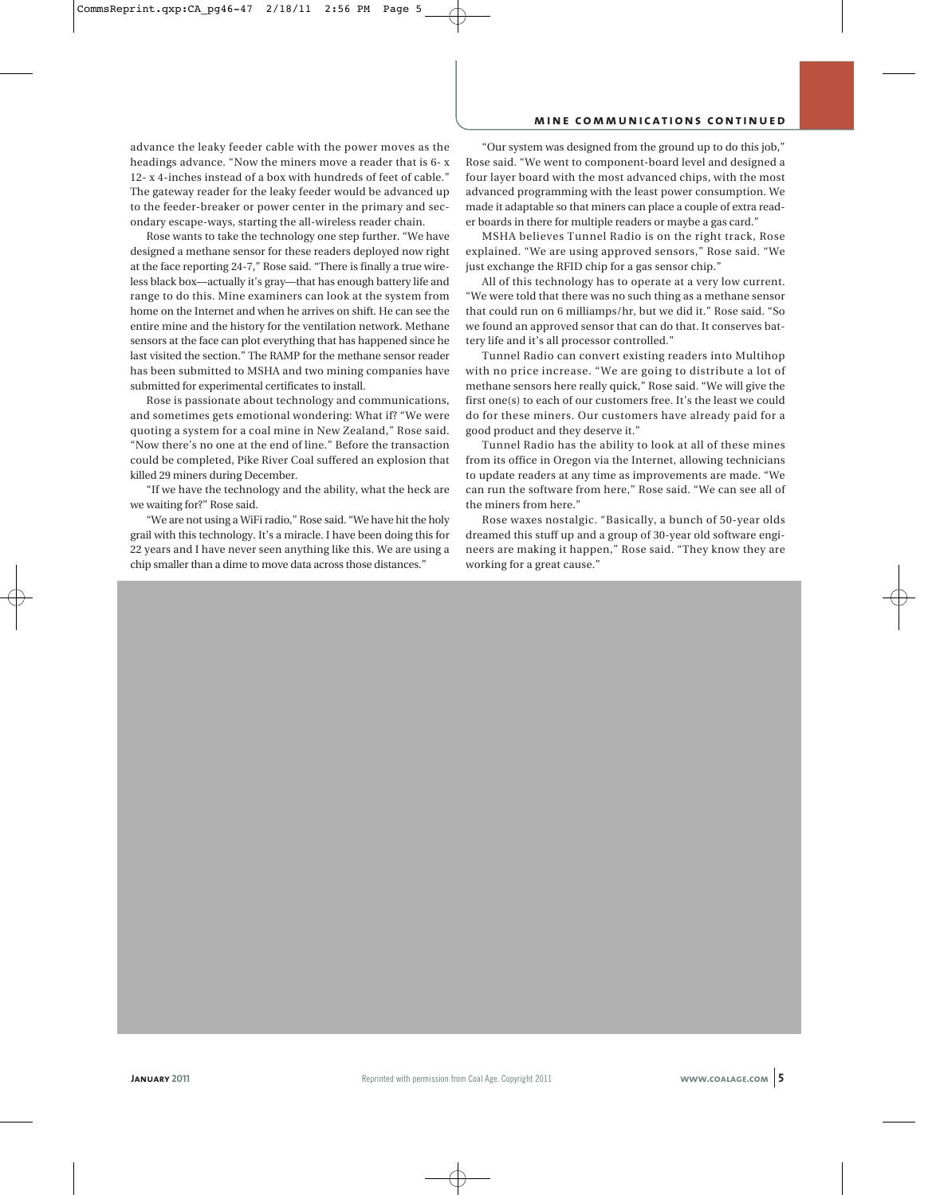advance the leaky feeder cable with the power moves as the headings advance. "Now the miners move a reader that is 6- x 12- x 4-inches instead of a box with hundreds of feet of cable." The gateway reader for the leaky feeder would be advanced up to the feeder-breaker or power center in the primary and secondary escape-ways, starting the all-wireless reader chain.

Rose wants to take the technology one step further. "We have designed a methane sensor for these readers deployed now right at the face reporting 24-7," Rose said. "There is finally a true wireless black box—actually it's gray—that has enough battery life and range to do this. Mine examiners can look at the system from home on the Internet and when he arrives on shift. He can see the entire mine and the history for the ventilation network. Methane sensors at the face can plot everything that has happened since he last visited the section." The RAMP for the methane sensor reader has been submitted to MSHA and two mining companies have submitted for experimental certificates to install.

Rose is passionate about technology and communications, and sometimes gets emotional wondering: What if? "We were quoting a system for a coal mine in New Zealand," Rose said. "Now there's no one at the end of line." Before the transaction could be completed, Pike River Coal suffered an explosion that killed 29 miners during December.

"If we have the technology and the ability, what the heck are we waiting for?" Rose said.

"We are not using a WiFi radio," Rose said. "We have hit the holy grail with this technology. It's a miracle. I have been doing this for 22 years and I have never seen anything like this. We are using a chip smaller than a dime to move data across those distances."

"Our system was designed from the ground up to do this job," Rose said. "We went to component-board level and designed a four layer board with the most advanced chips, with the most advanced programming with the least power consumption. We made it adaptable so that miners can place a couple of extra reader boards in there for multiple readers or maybe a gas card."

MSHA believes Tunnel Radio is on the right track, Rose explained. "We are using approved sensors," Rose said. "We just exchange the RFID chip for a gas sensor chip."

All of this technology has to operate at a very low current. "We were told that there was no such thing as a methane sensor that could run on 6 milliamps/hr, but we did it." Rose said. "So we found an approved sensor that can do that. It conserves battery life and it's all processor controlled."

Tunnel Radio can convert existing readers into Multihop with no price increase. "We are going to distribute a lot of methane sensors here really quick," Rose said. "We will give the first one(s) to each of our customers free. It's the least we could do for these miners. Our customers have already paid for a good product and they deserve it."

Tunnel Radio has the ability to look at all of these mines from its office in Oregon via the Internet, allowing technicians to update readers at any time as improvements are made. "We can run the software from here," Rose said. "We can see all of the miners from here."

Rose waxes nostalgic. "Basically, a bunch of 50-year olds dreamed this stuff up and a group of 30-year old software engineers are making it happen," Rose said. "They know they are working for a great cause."

Reprinted with permission from Coal Age. Copyright 2011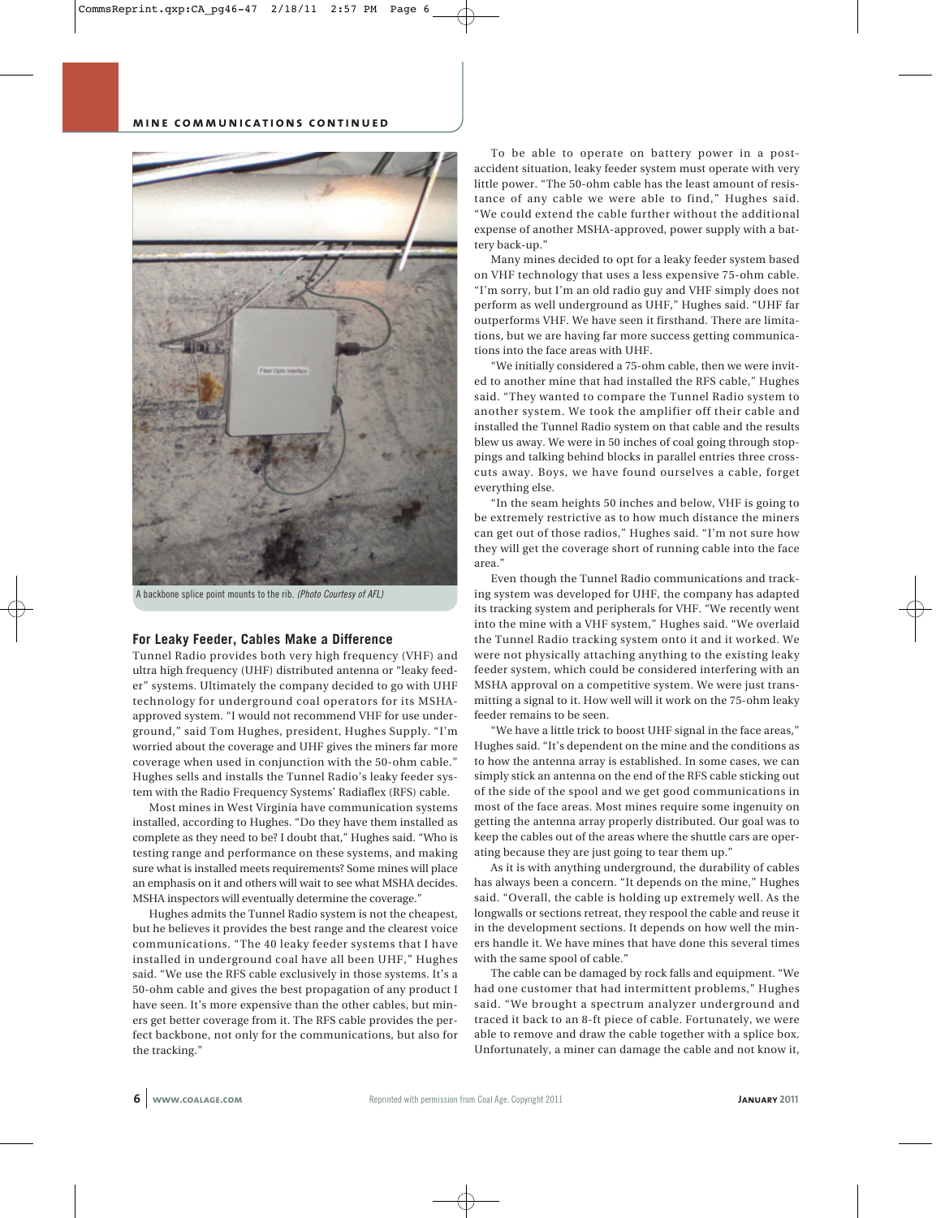A backbone splice point mounts to the rib. *(Photo Courtesy of AFL)*

### For Leaky Feeder, Cables Make a Difference

Tunnel Radio provides both very high frequency (VHF) and ultra high frequency (UHF) distributed antenna or "leaky feeder" systems. Ultimately the company decided to go with UHF technology for underground coal operators for its MSHA-approved system. "I would not recommend VHF for use underground," said Tom Hughes, president, Hughes Supply. "I'm worried about the coverage and UHF gives the miners far more coverage when used in conjunction with the 50-ohm cable." Hughes sells and installs the Tunnel Radio's leaky feeder system with the Radio Frequency Systems' Radiaflex (RFS) cable.

Most mines in West Virginia have communication systems installed, according to Hughes. "Do they have them installed as complete as they need to be? I doubt that," Hughes said. "Who is testing range and performance on these systems, and making sure what is installed meets requirements? Some mines will place an emphasis on it and others will wait to see what MSHA decides. MSHA inspectors will eventually determine the coverage."

Hughes admits the Tunnel Radio system is not the cheapest, but he believes it provides the best range and the clearest voice communications. "The 40 leaky feeder systems that I have installed in underground coal have all been UHF," Hughes said. "We use the RFS cable exclusively in those systems. It's a 50-ohm cable and gives the best propagation of any product I have seen. It's more expensive than the other cables, but miners get better coverage from it. The RFS cable provides the perfect backbone, not only for the communications, but also for the tracking."

To be able to operate on battery power in a post-accident situation, leaky feeder system must operate with very little power. "The 50-ohm cable has the least amount of resistance of any cable we were able to find," Hughes said. "We could extend the cable further without the additional expense of another MSHA-approved, power supply with a battery back-up."

Many mines decided to opt for a leaky feeder system based on VHF technology that uses a less expensive 75-ohm cable. "I'm sorry, but I'm an old radio guy and VHF simply does not perform as well underground as UHF," Hughes said. "UHF far outperforms VHF. We have seen it firsthand. There are limitations, but we are having far more success getting communications into the face areas with UHF.

"We initially considered a 75-ohm cable, then we were invited to another mine that had installed the RFS cable," Hughes said. "They wanted to compare the Tunnel Radio system to another system. We took the amplifier off their cable and installed the Tunnel Radio system on that cable and the results blew us away. We were in 50 inches of coal going through stoppings and talking behind blocks in parallel entries three crosscuts away. Boys, we have found ourselves a cable, forget everything else.

"In the seam heights 50 inches and below, VHF is going to be extremely restrictive as to how much distance the miners can get out of those radios," Hughes said. "I'm not sure how they will get the coverage short of running cable into the face area."

Even though the Tunnel Radio communications and tracking system was developed for UHF, the company has adapted its tracking system and peripherals for VHF. "We recently went into the mine with a VHF system," Hughes said. "We overlaid the Tunnel Radio tracking system onto it and it worked. We were not physically attaching anything to the existing leaky feeder system, which could be considered interfering with an MSHA approval on a competitive system. We were just transmitting a signal to it. How well will it work on the 75-ohm leaky feeder remains to be seen.

"We have a little trick to boost UHF signal in the face areas," Hughes said. "It's dependent on the mine and the conditions as to how the antenna array is established. In some cases, we can simply stick an antenna on the end of the RFS cable sticking out of the side of the spool and we get good communications in most of the face areas. Most mines require some ingenuity on getting the antenna array properly distributed. Our goal was to keep the cables out of the areas where the shuttle cars are operating because they are just going to tear them up."

As it is with anything underground, the durability of cables has always been a concern. "It depends on the mine," Hughes said. "Overall, the cable is holding up extremely well. As the longwalls or sections retreat, they respool the cable and reuse it in the development sections. It depends on how well the miners handle it. We have mines that have done this several times with the same spool of cable."

The cable can be damaged by rock falls and equipment. "We had one customer that had intermittent problems," Hughes said. "We brought a spectrum analyzer underground and traced it back to an 8-ft piece of cable. Fortunately, we were able to remove and draw the cable together with a splice box. Unfortunately, a miner can damage the cable and not know it,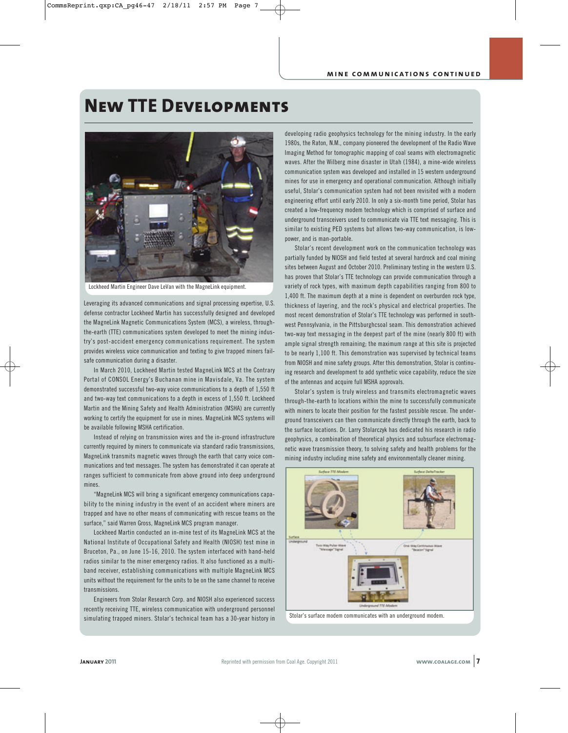# New TTE Developments

Lockheed Martin Engineer Dave LeVan with the MagneLink equipment.

Leveraging its advanced communications and signal processing expertise, U.S. defense contractor Lockheed Martin has successfully designed and developed the MagneLink Magnetic Communications System (MCS), a wireless, through-the-earth (TTE) communications system developed to meet the mining industry's post-accident emergency communications requirement. The system provides wireless voice communication and texting to give trapped miners fail-safe communication during a disaster.

In March 2010, Lockheed Martin tested MagneLink MCS at the Contrary Portal of CONSOL Energy's Buchanan mine in Mavisdale, Va. The system demonstrated successful two-way voice communications to a depth of 1,550 ft and two-way text communications to a depth in excess of 1,550 ft. Lockheed Martin and the Mining Safety and Health Administration (MSHA) are currently working to certify the equipment for use in mines. MagneLink MCS systems will be available following MSHA certification.

Instead of relying on transmission wires and the in-ground infrastructure currently required by miners to communicate via standard radio transmissions, MagneLink transmits magnetic waves through the earth that carry voice communications and text messages. The system has demonstrated it can operate at ranges sufficient to communicate from above ground into deep underground mines.

"MagneLink MCS will bring a significant emergency communications capability to the mining industry in the event of an accident where miners are trapped and have no other means of communicating with rescue teams on the surface," said Warren Gross, MagneLink MCS program manager.

Lockheed Martin conducted an in-mine test of its MagneLink MCS at the National Institute of Occupational Safety and Health (NIOSH) test mine in Bruceton, Pa., on June 15-16, 2010. The system interfaced with hand-held radios similar to the miner emergency radios. It also functioned as a multi-band receiver, establishing communications with multiple MagneLink MCS units without the requirement for the units to be on the same channel to receive transmissions.

Engineers from Stolar Research Corp. and NIOSH also experienced success recently receiving TTE, wireless communication with underground personnel simulating trapped miners. Stolar's technical team has a 30-year history in developing radio geophysics technology for the mining industry. In the early 1980s, the Raton, N.M., company pioneered the development of the Radio Wave Imaging Method for tomographic mapping of coal seams with electromagnetic waves. After the Wilberg mine disaster in Utah (1984), a mine-wide wireless communication system was developed and installed in 15 western underground mines for use in emergency and operational communication. Although initially useful, Stolar's communication system had not been revisited with a modern engineering effort until early 2010. In only a six-month time period, Stolar has created a low-frequency modem technology which is comprised of surface and underground transceivers used to communicate via TTE text messaging. This is similar to existing PED systems but allows two-way communication, is low-power, and is man-portable.

Stolar's recent development work on the communication technology was partially funded by NIOSH and field tested at several hardrock and coal mining sites between August and October 2010. Preliminary testing in the western U.S. has proven that Stolar's TTE technology can provide communication through a variety of rock types, with maximum depth capabilities ranging from 800 to 1,400 ft. The maximum depth at a mine is dependent on overburden rock type, thickness of layering, and the rock's physical and electrical properties. The most recent demonstration of Stolar's TTE technology was performed in southwest Pennsylvania, in the Pittsburghcsoal seam. This demonstration achieved two-way text messaging in the deepest part of the mine (nearly 800 ft) with ample signal strength remaining; the maximum range at this site is projected to be nearly 1,100 ft. This demonstration was supervised by technical teams from NIOSH and mine safety groups. After this demonstration, Stolar is continuing research and development to add synthetic voice capability, reduce the size of the antennas and acquire full MSHA approvals.

Stolar's system is truly wireless and transmits electromagnetic waves through-the-earth to locations within the mine to successfully communicate with miners to locate their position for the fastest possible rescue. The underground transceivers can then communicate directly through the earth, back to the surface locations. Dr. Larry Stolarczyk has dedicated his research in radio geophysics, a combination of theoretical physics and subsurface electromagnetic wave transmission theory, to solving safety and health problems for the mining industry including mine safety and environmentally cleaner mining.

Stolar's surface modem communicates with an underground modem.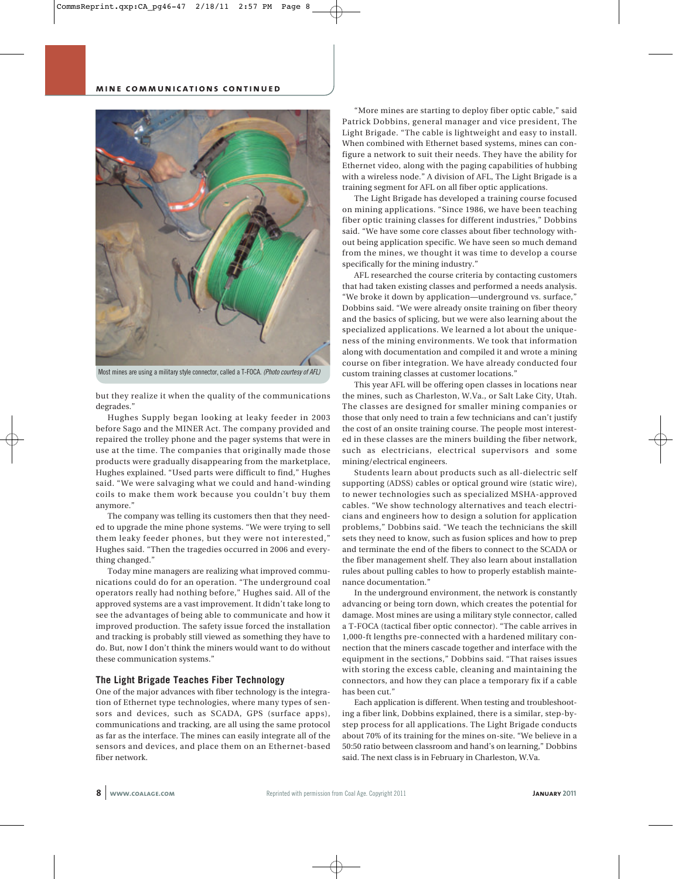Most mines are using a military style connector, called a T-FOCA. *(Photo courtesy of AFL)*

but they realize it when the quality of the communications degrades."

Hughes Supply began looking at leaky feeder in 2003 before Sago and the MINER Act. The company provided and repaired the trolley phone and the pager systems that were in use at the time. The companies that originally made those products were gradually disappearing from the marketplace, Hughes explained. "Used parts were difficult to find," Hughes said. "We were salvaging what we could and hand-winding coils to make them work because you couldn't buy them anymore."

The company was telling its customers then that they needed to upgrade the mine phone systems. "We were trying to sell them leaky feeder phones, but they were not interested," Hughes said. "Then the tragedies occurred in 2006 and everything changed."

Today mine managers are realizing what improved communications could do for an operation. "The underground coal operators really had nothing before," Hughes said. All of the approved systems are a vast improvement. It didn't take long to see the advantages of being able to communicate and how it improved production. The safety issue forced the installation and tracking is probably still viewed as something they have to do. But, now I don't think the miners would want to do without these communication systems."

### The Light Brigade Teaches Fiber Technology

One of the major advances with fiber technology is the integration of Ethernet type technologies, where many types of sensors and devices, such as SCADA, GPS (surface apps), communications and tracking, are all using the same protocol as far as the interface. The mines can easily integrate all of the sensors and devices, and place them on an Ethernet-based fiber network.

"More mines are starting to deploy fiber optic cable," said Patrick Dobbins, general manager and vice president, The Light Brigade. "The cable is lightweight and easy to install. When combined with Ethernet based systems, mines can configure a network to suit their needs. They have the ability for Ethernet video, along with the paging capabilities of hubbing with a wireless node." A division of AFL, The Light Brigade is a training segment for AFL on all fiber optic applications.

The Light Brigade has developed a training course focused on mining applications. "Since 1986, we have been teaching fiber optic training classes for different industries," Dobbins said. "We have some core classes about fiber technology without being application specific. We have seen so much demand from the mines, we thought it was time to develop a course specifically for the mining industry."

AFL researched the course criteria by contacting customers that had taken existing classes and performed a needs analysis. "We broke it down by application—underground vs. surface," Dobbins said. "We were already onsite training on fiber theory and the basics of splicing, but we were also learning about the specialized applications. We learned a lot about the uniqueness of the mining environments. We took that information along with documentation and compiled it and wrote a mining course on fiber integration. We have already conducted four custom training classes at customer locations."

This year AFL will be offering open classes in locations near the mines, such as Charleston, W.Va., or Salt Lake City, Utah. The classes are designed for smaller mining companies or those that only need to train a few technicians and can't justify the cost of an onsite training course. The people most interested in these classes are the miners building the fiber network, such as electricians, electrical supervisors and some mining/electrical engineers.

Students learn about products such as all-dielectric self supporting (ADSS) cables or optical ground wire (static wire), to newer technologies such as specialized MSHA-approved cables. "We show technology alternatives and teach electricians and engineers how to design a solution for application problems," Dobbins said. "We teach the technicians the skill sets they need to know, such as fusion splices and how to prep and terminate the end of the fibers to connect to the SCADA or the fiber management shelf. They also learn about installation rules about pulling cables to how to properly establish maintenance documentation."

In the underground environment, the network is constantly advancing or being torn down, which creates the potential for damage. Most mines are using a military style connector, called a T-FOCA (tactical fiber optic connector). "The cable arrives in 1,000-ft lengths pre-connected with a hardened military connection that the miners cascade together and interface with the equipment in the sections," Dobbins said. "That raises issues with storing the excess cable, cleaning and maintaining the connectors, and how they can place a temporary fix if a cable has been cut."

Each application is different. When testing and troubleshooting a fiber link, Dobbins explained, there is a similar, step-by-step process for all applications. The Light Brigade conducts about 70% of its training for the mines on-site. "We believe in a 50:50 ratio between classroom and hand's on learning," Dobbins said. The next class is in February in Charleston, W.Va.

Reprinted with permission from Coal Age. Copyright 2011